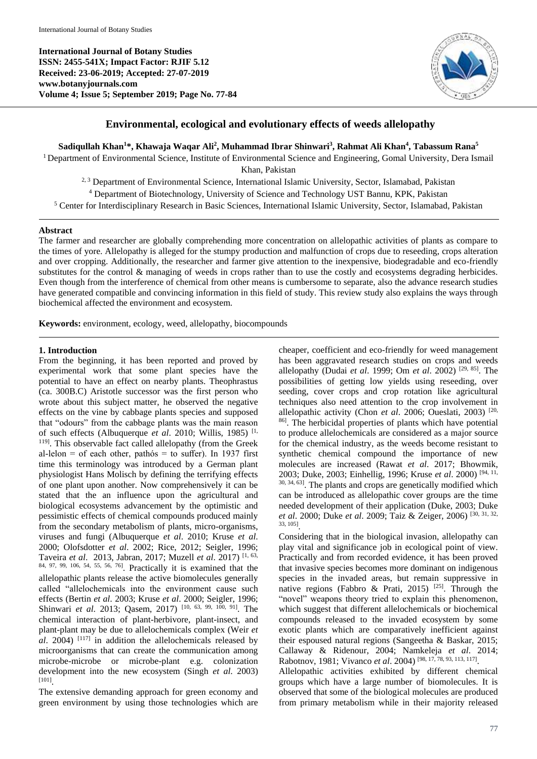**International Journal of Botany Studies**
**ISSN: 2455-541X; Impact Factor: RJIF 5.12**
**Received: 23-06-2019; Accepted: 27-07-2019**
**www.botanyjournals.com**
**Volume 4; Issue 5; September 2019; Page No. 77-84**

# Environmental, ecological and evolutionary effects of weeds allelopathy

**Sadiqullah Khan[1]\*, Khawaja Waqar Ali[2], Muhammad Ibrar Shinwari[3], Rahmat Ali Khan[4], Tabassum Rana[5]**

[1] Department of Environmental Science, Institute of Environmental Science and Engineering, Gomal University, Dera Ismail Khan, Pakistan

[2, 3] Department of Environmental Science, International Islamic University, Sector, Islamabad, Pakistan

[4] Department of Biotechnology, University of Science and Technology UST Bannu, KPK, Pakistan

[5] Center for Interdisciplinary Research in Basic Sciences, International Islamic University, Sector, Islamabad, Pakistan

## Abstract

The farmer and researcher are globally comprehending more concentration on allelopathic activities of plants as compare to the times of yore. Allelopathy is alleged for the stumpy production and malfunction of crops due to reseeding, crops alteration and over cropping. Additionally, the researcher and farmer give attention to the inexpensive, biodegradable and eco-friendly substitutes for the control & managing of weeds in crops rather than to use the costly and ecosystems degrading herbicides. Even though from the interference of chemical from other means is cumbersome to separate, also the advance research studies have generated compatible and convincing information in this field of study. This review study also explains the ways through biochemical affected the environment and ecosystem.

**Keywords:** environment, ecology, weed, allelopathy, biocompounds

## 1. Introduction

From the beginning, it has been reported and proved by experimental work that some plant species have the potential to have an effect on nearby plants. Theophrastus (ca. 300B.C) Aristotle successor was the first person who wrote about this subject matter, he observed the negative effects on the vine by cabbage plants species and supposed that "odours" from the cabbage plants was the main reason of such effects (Albuquerque *et al*. 2010; Willis, 1985) [1, 119]. This observable fact called allelopathy (from the Greek al-lelon = of each other, pathós = to suffer). In 1937 first time this terminology was introduced by a German plant physiologist Hans Molisch by defining the terrifying effects of one plant upon another. Now comprehensively it can be stated that the an influence upon the agricultural and biological ecosystems advancement by the optimistic and pessimistic effects of chemical compounds produced mainly from the secondary metabolism of plants, micro-organisms, viruses and fungi (Albuquerque *et al*. 2010; Kruse *et al*. 2000; Olofsdotter *et al*. 2002; Rice, 2012; Seigler, 1996; Taveira *et al*. 2013, Jabran, 2017; Muzell *et al*. 2017) [1, 63, 84, 97, 99, 106, 54, 55, 56, 76]. Practically it is examined that the allelopathic plants release the active biomolecules generally called "allelochemicals into the environment cause such effects (Bertin *et al*. 2003; Kruse *et al*. 2000; Seigler, 1996; Shinwari *et al*. 2013; Qasem, 2017) [10, 63, 99, 100, 91]. The chemical interaction of plant-herbivore, plant-insect, and plant-plant may be due to allelochemicals complex (Weir *et al*. 2004) [117] in addition the allelochemicals released by microorganisms that can create the communication among microbe-microbe or microbe-plant e.g. colonization development into the new ecosystem (Singh *et al*. 2003) [101].

The extensive demanding approach for green economy and green environment by using those technologies which are cheaper, coefficient and eco-friendly for weed management has been aggravated research studies on crops and weeds allelopathy (Dudai *et al*. 1999; Om *et al*. 2002) [29, 85]. The possibilities of getting low yields using reseeding, over seeding, cover crops and crop rotation like agricultural techniques also need attention to the crop involvement in allelopathic activity (Chon *et al*. 2006; Oueslati, 2003) [20, 86]. The herbicidal properties of plants which have potential to produce allelochemicals are considered as a major source for the chemical industry, as the weeds become resistant to synthetic chemical compound the importance of new molecules are increased (Rawat *et al*. 2017; Bhowmik, 2003; Duke, 2003; Einhellig, 1996; Kruse *et al*. 2000) [94, 11, 30, 34, 63]. The plants and crops are genetically modified which can be introduced as allelopathic cover groups are the time needed development of their application (Duke, 2003; Duke *et al*. 2000; Duke *et al*. 2009; Taiz & Zeiger, 2006) [30, 31, 32, 33, 105].

Considering that in the biological invasion, allelopathy can play vital and significance job in ecological point of view. Practically and from recorded evidence, it has been proved that invasive species becomes more dominant on indigenous species in the invaded areas, but remain suppressive in native regions (Fabbro & Prati, 2015) [25]. Through the "novel" weapons theory tried to explain this phenomenon, which suggest that different allelochemicals or biochemical compounds released to the invaded ecosystem by some exotic plants which are comparatively inefficient against their espoused natural regions (Sangeetha & Baskar, 2015; Callaway & Ridenour, 2004; Namkeleja *et al*. 2014; Rabotnov, 1981; Vivanco *et al*. 2004) [98, 17, 78, 93, 113, 117].

Allelopathic activities exhibited by different chemical groups which have a large number of biomolecules. It is observed that some of the biological molecules are produced from primary metabolism while in their majority released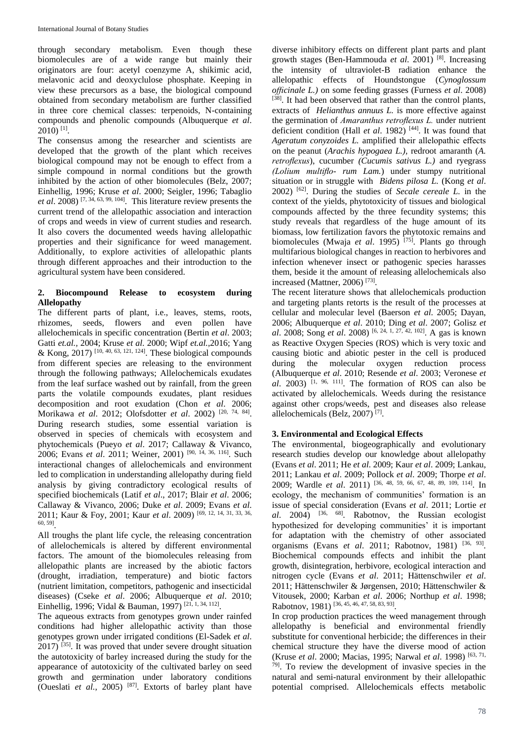through secondary metabolism. Even though these biomolecules are of a wide range but mainly their originators are four: acetyl coenzyme A, shikimic acid, melavonic acid and deoxyclulose phosphate. Keeping in view these precursors as a base, the biological compound obtained from secondary metabolism are further classified in three core chemical classes: terpenoids, N-containing compounds and phenolic compounds (Albuquerque *et al*. 2010) [1].

The consensus among the researcher and scientists are developed that the growth of the plant which receives biological compound may not be enough to effect from a simple compound in normal conditions but the growth inhibited by the action of other biomolecules (Belz, 2007; Einhellig, 1996; Kruse *et al*. 2000; Seigler, 1996; Tabaglio *et al*. 2008) [7, 34, 63, 99, 104]. This literature review presents the current trend of the allelopathic association and interaction of crops and weeds in view of current studies and research. It also covers the documented weeds having allelopathic properties and their significance for weed management. Additionally, to explore activities of allelopathic plants through different approaches and their introduction to the agricultural system have been considered.

## 2. Biocompound Release to ecosystem during Allelopathy

The different parts of plant, i.e., leaves, stems, roots, rhizomes, seeds, flowers and even pollen have allelochemicals in specific concentration (Bertin *et al*. 2003; Gatti *et.al.*, 2004; Kruse *et al*. 2000; Wipf *et.al.*,2016; Yang & Kong, 2017) [10, 40, 63, 121, 124]. These biological compounds from different species are releasing to the environment through the following pathways; Allelochemicals exudates from the leaf surface washed out by rainfall, from the green parts the volatile compounds exudates, plant residues decomposition and root exudation (Chon *et al*. 2006; Morikawa *et al*. 2012; Olofsdotter *et al*. 2002) [20, 74, 84]. During research studies, some essential variation is observed in species of chemicals with ecosystem and phytochemicals (Pueyo *et al*. 2017; Callaway & Vivanco, 2006; Evans *et al*. 2011; Weiner, 2001) [90, 14, 36, 116]. Such interactional changes of allelochemicals and environment led to complication in understanding allelopathy during field analysis by giving contradictory ecological results of specified biochemicals (Latif *et al*., 2017; Blair *et al*. 2006; Callaway & Vivanco, 2006; Duke *et al*. 2009; Evans *et al*. 2011; Kaur & Foy, 2001; Kaur *et al*. 2009) [69, 12, 14, 31, 33, 36, 60, 59].

All troughs the plant life cycle, the releasing concentration of allelochemicals is altered by different environmental factors. The amount of the biomolecules releasing from allelopathic plants are increased by the abiotic factors (drought, irradiation, temperature) and biotic factors (nutrient limitation, competitors, pathogenic and insecticidal diseases) (Cseke *et al*. 2006; Albuquerque *et al*. 2010; Einhellig, 1996; Vidal & Bauman, 1997) [21, 1, 34, 112].

The aqueous extracts from genotypes grown under rainfed conditions had higher allelopathic activity than those genotypes grown under irrigated conditions (El-Sadek *et al*. 2017) [35]. It was proved that under severe drought situation the autotoxicity of barley increased during the study for the appearance of autotoxicity of the cultivated barley on seed growth and germination under laboratory conditions (Oueslati *et al.*, 2005) [87]. Extorts of barley plant have diverse inhibitory effects on different plant parts and plant growth stages (Ben-Hammouda *et al*. 2001) [8]. Increasing the intensity of ultraviolet-B radiation enhance the allelopathic effects of Houndstongue (*Cynoglossum officinale L.)* on some feeding grasses (Furness *et al*. 2008) [38]. It had been observed that rather than the control plants, extracts of *Helianthus annuus L.* is more effective against the germination of *Amaranthus retroflexus L.* under nutrient deficient condition (Hall *et al*. 1982) [44]. It was found that *Ageratum conyzoides L.* amplified their allelopathic effects on the peanut (*Arachis hypogaea L.),* redroot amaranth (*A. retroflexus*), cucumber *(Cucumis sativus L.)* and ryegrass *(Lolium multiflo- rum Lam.*) under stumpy nutritional situation or in struggle with *Bidens pilosa L.* (Kong *et al*. 2002) [62]. During the studies of *Secale cereale L.* in the context of the yields, phytotoxicity of tissues and biological compounds affected by the three fecundity systems; this study reveals that regardless of the huge amount of its biomass, low fertilization favors the phytotoxic remains and biomolecules (Mwaja *et al*. 1995) [75]. Plants go through multifarious biological changes in reaction to herbivores and infection whenever insect or pathogenic species harasses them, beside it the amount of releasing allelochemicals also increased (Mattner, 2006) [73].

The recent literature shows that allelochemicals production and targeting plants retorts is the result of the processes at cellular and molecular level (Baerson *et al*. 2005; Dayan, 2006; Albuquerque *et al*. 2010; Ding *et al*. 2007; Golisz *et al*. 2008; Song *et al*. 2008) [6, 24, 1, 27, 42, 102]. A gas is known as Reactive Oxygen Species (ROS) which is very toxic and causing biotic and abiotic pester in the cell is produced during the molecular oxygen reduction process (Albuquerque *et al*. 2010; Resende *et al*. 2003; Veronese *et al*. 2003) [1, 96, 111]. The formation of ROS can also be activated by allelochemicals. Weeds during the resistance against other crops/weeds, pest and diseases also release allelochemicals (Belz, 2007) [7].

## 3. Environmental and Ecological Effects

The environmental, biogeographically and evolutionary research studies develop our knowledge about allelopathy (Evans *et al*. 2011; He *et al*. 2009; Kaur *et al*. 2009; Lankau, 2011; Lankau *et al*. 2009; Pollock *et al*. 2009; Thorpe *et al*. 2009; Wardle *et al*. 2011) [36, 48, 59, 66, 67, 48, 89, 109, 114]. In ecology, the mechanism of communities' formation is an issue of special consideration (Evans *et al*. 2011; Lortie *et al*. 2004) [36, 68]. Rabotnov, the Russian ecologist hypothesized for developing communities' it is important for adaptation with the chemistry of other associated organisms (Evans *et al*. 2011; Rabotnov, 1981) [36, 93]. Biochemical compounds effects and inhibit the plant growth, disintegration, herbivore, ecological interaction and nitrogen cycle (Evans *et al*. 2011; Hättenschwiler *et al*. 2011; Hättenschwiler & Jørgensen, 2010; Hättenschwiler & Vitousek, 2000; Karban *et al*. 2006; Northup *et al*. 1998; Rabotnov, 1981) [36, 45, 46, 47, 58, 83, 93].

In crop production practices the weed management through allelopathy is beneficial and environmental friendly substitute for conventional herbicide; the differences in their chemical structure they have the diverse mood of action (Kruse *et al*. 2000; Macias, 1995; Narwal *et al*. 1998) [63, 71, 79]. To review the development of invasive species in the natural and semi-natural environment by their allelopathic potential comprised. Allelochemicals effects metabolic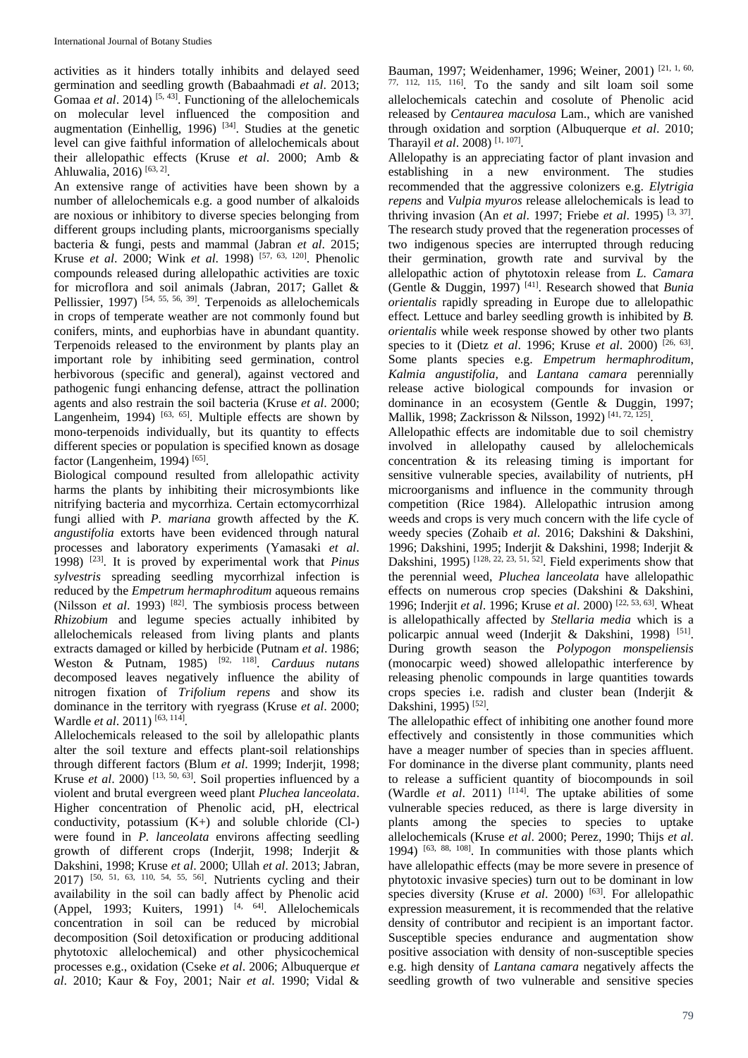activities as it hinders totally inhibits and delayed seed germination and seedling growth (Babaahmadi *et al*. 2013; Gomaa *et al*. 2014) [5, 43]. Functioning of the allelochemicals on molecular level influenced the composition and augmentation (Einhellig, 1996) [34]. Studies at the genetic level can give faithful information of allelochemicals about their allelopathic effects (Kruse *et al*. 2000; Amb & Ahluwalia, 2016) [63, 2].

An extensive range of activities have been shown by a number of allelochemicals e.g. a good number of alkaloids are noxious or inhibitory to diverse species belonging from different groups including plants, microorganisms specially bacteria & fungi, pests and mammal (Jabran *et al*. 2015; Kruse *et al*. 2000; Wink *et al*. 1998) [57, 63, 120]. Phenolic compounds released during allelopathic activities are toxic for microflora and soil animals (Jabran, 2017; Gallet & Pellissier, 1997) [54, 55, 56, 39]. Terpenoids as allelochemicals in crops of temperate weather are not commonly found but conifers, mints, and euphorbias have in abundant quantity. Terpenoids released to the environment by plants play an important role by inhibiting seed germination, control herbivorous (specific and general), against vectored and pathogenic fungi enhancing defense, attract the pollination agents and also restrain the soil bacteria (Kruse *et al*. 2000; Langenheim, 1994) [63, 65]. Multiple effects are shown by mono-terpenoids individually, but its quantity to effects different species or population is specified known as dosage factor (Langenheim, 1994) [65].

Biological compound resulted from allelopathic activity harms the plants by inhibiting their microsymbionts like nitrifying bacteria and mycorrhiza. Certain ectomycorrhizal fungi allied with *P. mariana* growth affected by the *K. angustifolia* extorts have been evidenced through natural processes and laboratory experiments (Yamasaki *et al*. 1998) [23]. It is proved by experimental work that *Pinus sylvestris* spreading seedling mycorrhizal infection is reduced by the *Empetrum hermaphroditum* aqueous remains (Nilsson *et al*. 1993) [82]. The symbiosis process between *Rhizobium* and legume species actually inhibited by allelochemicals released from living plants and plants extracts damaged or killed by herbicide (Putnam *et al*. 1986; Weston & Putnam, 1985) [92, 118]. *Carduus nutans* decomposed leaves negatively influence the ability of nitrogen fixation of *Trifolium repens* and show its dominance in the territory with ryegrass (Kruse *et al*. 2000; Wardle *et al*. 2011) [63, 114].

Allelochemicals released to the soil by allelopathic plants alter the soil texture and effects plant-soil relationships through different factors (Blum *et al*. 1999; Inderjit, 1998; Kruse *et al*. 2000) [13, 50, 63]. Soil properties influenced by a violent and brutal evergreen weed plant *Pluchea lanceolata*. Higher concentration of Phenolic acid, pH, electrical conductivity, potassium (K+) and soluble chloride (Cl-) were found in *P. lanceolata* environs affecting seedling growth of different crops (Inderjit, 1998; Inderjit & Dakshini, 1998; Kruse *et al*. 2000; Ullah *et al*. 2013; Jabran, 2017) [50, 51, 63, 110, 54, 55, 56]. Nutrients cycling and their availability in the soil can badly affect by Phenolic acid (Appel, 1993; Kuiters, 1991) [4, 64]. Allelochemicals concentration in soil can be reduced by microbial decomposition (Soil detoxification or producing additional phytotoxic allelochemical) and other physicochemical processes e.g., oxidation (Cseke *et al*. 2006; Albuquerque *et al*. 2010; Kaur & Foy, 2001; Nair *et al*. 1990; Vidal & Bauman, 1997; Weidenhamer, 1996; Weiner, 2001) [21, 1, 60, 77, 112, 115, 116]. To the sandy and silt loam soil some allelochemicals catechin and cosolute of Phenolic acid released by *Centaurea maculosa* Lam., which are vanished through oxidation and sorption (Albuquerque *et al*. 2010; Tharayil *et al*. 2008) [1, 107].

Allelopathy is an appreciating factor of plant invasion and establishing in a new environment. The studies recommended that the aggressive colonizers e.g. *Elytrigia repens* and *Vulpia myuros* release allelochemicals is lead to thriving invasion (An *et al*. 1997; Friebe *et al*. 1995) [3, 37]. The research study proved that the regeneration processes of two indigenous species are interrupted through reducing their germination, growth rate and survival by the allelopathic action of phytotoxin release from *L. Camara* (Gentle & Duggin, 1997) [41]. Research showed that *Bunia orientalis* rapidly spreading in Europe due to allelopathic effect. Lettuce and barley seedling growth is inhibited by *B. orientalis* while week response showed by other two plants species to it (Dietz *et al*. 1996; Kruse *et al*. 2000) [26, 63]. Some plants species e.g. *Empetrum hermaphroditum*, *Kalmia angustifolia,* and *Lantana camara* perennially release active biological compounds for invasion or dominance in an ecosystem (Gentle & Duggin, 1997; Mallik, 1998; Zackrisson & Nilsson, 1992) [41, 72, 125].

Allelopathic effects are indomitable due to soil chemistry involved in allelopathy caused by allelochemicals concentration & its releasing timing is important for sensitive vulnerable species, availability of nutrients, pH microorganisms and influence in the community through competition (Rice 1984). Allelopathic intrusion among weeds and crops is very much concern with the life cycle of weedy species (Zohaib *et al*. 2016; Dakshini & Dakshini, 1996; Dakshini, 1995; Inderjit & Dakshini, 1998; Inderjit & Dakshini, 1995) [128, 22, 23, 51, 52]. Field experiments show that the perennial weed, *Pluchea lanceolata* have allelopathic effects on numerous crop species (Dakshini & Dakshini, 1996; Inderjit *et al*. 1996; Kruse *et al*. 2000) [22, 53, 63]. Wheat is allelopathically affected by *Stellaria media* which is a policarpic annual weed (Inderjit & Dakshini, 1998) [51]. During growth season the *Polypogon monspeliensis* (monocarpic weed) showed allelopathic interference by releasing phenolic compounds in large quantities towards crops species i.e. radish and cluster bean (Inderjit & Dakshini, 1995) [52].

The allelopathic effect of inhibiting one another found more effectively and consistently in those communities which have a meager number of species than in species affluent. For dominance in the diverse plant community, plants need to release a sufficient quantity of biocompounds in soil (Wardle *et al*. 2011) [114]. The uptake abilities of some vulnerable species reduced, as there is large diversity in plants among the species to species to uptake allelochemicals (Kruse *et al*. 2000; Perez, 1990; Thijs *et al*. 1994) [63, 88, 108]. In communities with those plants which have allelopathic effects (may be more severe in presence of phytotoxic invasive species) turn out to be dominant in low species diversity (Kruse *et al*. 2000) [63]. For allelopathic expression measurement, it is recommended that the relative density of contributor and recipient is an important factor. Susceptible species endurance and augmentation show positive association with density of non-susceptible species e.g. high density of *Lantana camara* negatively affects the seedling growth of two vulnerable and sensitive species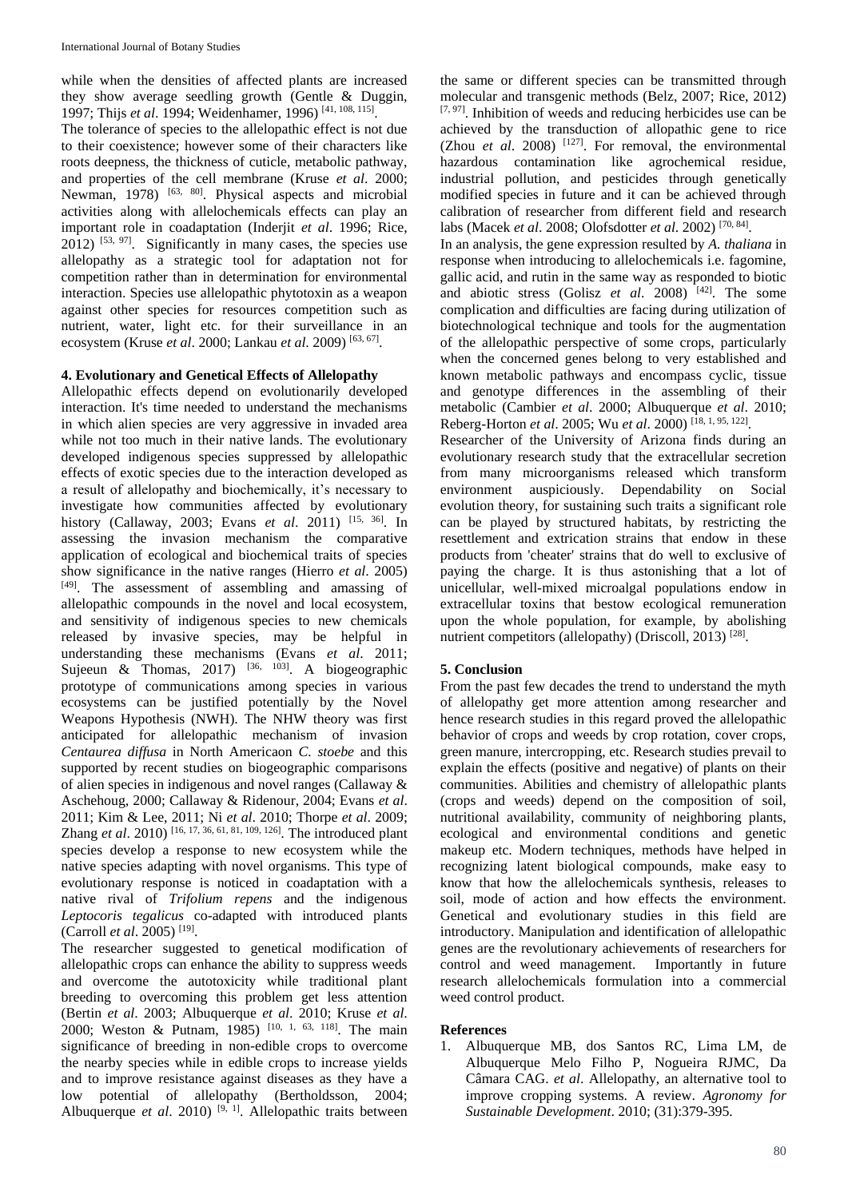while when the densities of affected plants are increased they show average seedling growth (Gentle & Duggin, 1997; Thijs *et al*. 1994; Weidenhamer, 1996) [41, 108, 115].

The tolerance of species to the allelopathic effect is not due to their coexistence; however some of their characters like roots deepness, the thickness of cuticle, metabolic pathway, and properties of the cell membrane (Kruse *et al*. 2000; Newman, 1978) [63, 80]. Physical aspects and microbial activities along with allelochemicals effects can play an important role in coadaptation (Inderjit *et al*. 1996; Rice, 2012) [53, 97]. Significantly in many cases, the species use allelopathy as a strategic tool for adaptation not for competition rather than in determination for environmental interaction. Species use allelopathic phytotoxin as a weapon against other species for resources competition such as nutrient, water, light etc. for their surveillance in an ecosystem (Kruse *et al*. 2000; Lankau *et al*. 2009) [63, 67].

#### 4. Evolutionary and Genetical Effects of Allelopathy

Allelopathic effects depend on evolutionarily developed interaction. It's time needed to understand the mechanisms in which alien species are very aggressive in invaded area while not too much in their native lands. The evolutionary developed indigenous species suppressed by allelopathic effects of exotic species due to the interaction developed as a result of allelopathy and biochemically, it's necessary to investigate how communities affected by evolutionary history (Callaway, 2003; Evans *et al*. 2011) [15, 36]. In assessing the invasion mechanism the comparative application of ecological and biochemical traits of species show significance in the native ranges (Hierro *et al*. 2005) [49]. The assessment of assembling and amassing of allelopathic compounds in the novel and local ecosystem, and sensitivity of indigenous species to new chemicals released by invasive species, may be helpful in understanding these mechanisms (Evans *et al*. 2011; Sujeeun & Thomas, 2017) [36, 103]. A biogeographic prototype of communications among species in various ecosystems can be justified potentially by the Novel Weapons Hypothesis (NWH). The NHW theory was first anticipated for allelopathic mechanism of invasion *Centaurea diffusa* in North Americaon *C. stoebe* and this supported by recent studies on biogeographic comparisons of alien species in indigenous and novel ranges (Callaway & Aschehoug, 2000; Callaway & Ridenour, 2004; Evans *et al*. 2011; Kim & Lee, 2011; Ni *et al*. 2010; Thorpe *et al*. 2009; Zhang *et al*. 2010) [16, 17, 36, 61, 81, 109, 126]. The introduced plant species develop a response to new ecosystem while the native species adapting with novel organisms. This type of evolutionary response is noticed in coadaptation with a native rival of *Trifolium repens* and the indigenous *Leptocoris tegalicus* co-adapted with introduced plants (Carroll *et al*. 2005) [19].

The researcher suggested to genetical modification of allelopathic crops can enhance the ability to suppress weeds and overcome the autotoxicity while traditional plant breeding to overcoming this problem get less attention (Bertin *et al*. 2003; Albuquerque *et al*. 2010; Kruse *et al*. 2000; Weston & Putnam, 1985) [10, 1, 63, 118]. The main significance of breeding in non-edible crops to overcome the nearby species while in edible crops to increase yields and to improve resistance against diseases as they have a low potential of allelopathy (Bertholdsson, 2004; Albuquerque *et al*. 2010) [9, 1]. Allelopathic traits between the same or different species can be transmitted through molecular and transgenic methods (Belz, 2007; Rice, 2012) [7, 97]. Inhibition of weeds and reducing herbicides use can be achieved by the transduction of allopathic gene to rice (Zhou *et al*. 2008) [127]. For removal, the environmental hazardous contamination like agrochemical residue, industrial pollution, and pesticides through genetically modified species in future and it can be achieved through calibration of researcher from different field and research labs (Macek *et al*. 2008; Olofsdotter *et al*. 2002) [70, 84].

In an analysis, the gene expression resulted by *A. thaliana* in response when introducing to allelochemicals i.e. fagomine, gallic acid, and rutin in the same way as responded to biotic and abiotic stress (Golisz *et al*. 2008) [42]. The some complication and difficulties are facing during utilization of biotechnological technique and tools for the augmentation of the allelopathic perspective of some crops, particularly when the concerned genes belong to very established and known metabolic pathways and encompass cyclic, tissue and genotype differences in the assembling of their metabolic (Cambier *et al*. 2000; Albuquerque *et al*. 2010; Reberg-Horton *et al*. 2005; Wu *et al*. 2000) [18, 1, 95, 122].

Researcher of the University of Arizona finds during an evolutionary research study that the extracellular secretion from many microorganisms released which transform environment auspiciously. Dependability on Social evolution theory, for sustaining such traits a significant role can be played by structured habitats, by restricting the resettlement and extrication strains that endow in these products from 'cheater' strains that do well to exclusive of paying the charge. It is thus astonishing that a lot of unicellular, well-mixed microalgal populations endow in extracellular toxins that bestow ecological remuneration upon the whole population, for example, by abolishing nutrient competitors (allelopathy) (Driscoll, 2013) [28].

#### 5. Conclusion

From the past few decades the trend to understand the myth of allelopathy get more attention among researcher and hence research studies in this regard proved the allelopathic behavior of crops and weeds by crop rotation, cover crops, green manure, intercropping, etc. Research studies prevail to explain the effects (positive and negative) of plants on their communities. Abilities and chemistry of allelopathic plants (crops and weeds) depend on the composition of soil, nutritional availability, community of neighboring plants, ecological and environmental conditions and genetic makeup etc. Modern techniques, methods have helped in recognizing latent biological compounds, make easy to know that how the allelochemicals synthesis, releases to soil, mode of action and how effects the environment. Genetical and evolutionary studies in this field are introductory. Manipulation and identification of allelopathic genes are the revolutionary achievements of researchers for control and weed management. Importantly in future research allelochemicals formulation into a commercial weed control product.

#### References

1. Albuquerque MB, dos Santos RC, Lima LM, de Albuquerque Melo Filho P, Nogueira RJMC, Da Câmara CAG. *et al*. Allelopathy, an alternative tool to improve cropping systems. A review. *Agronomy for Sustainable Development*. 2010; (31):379-395.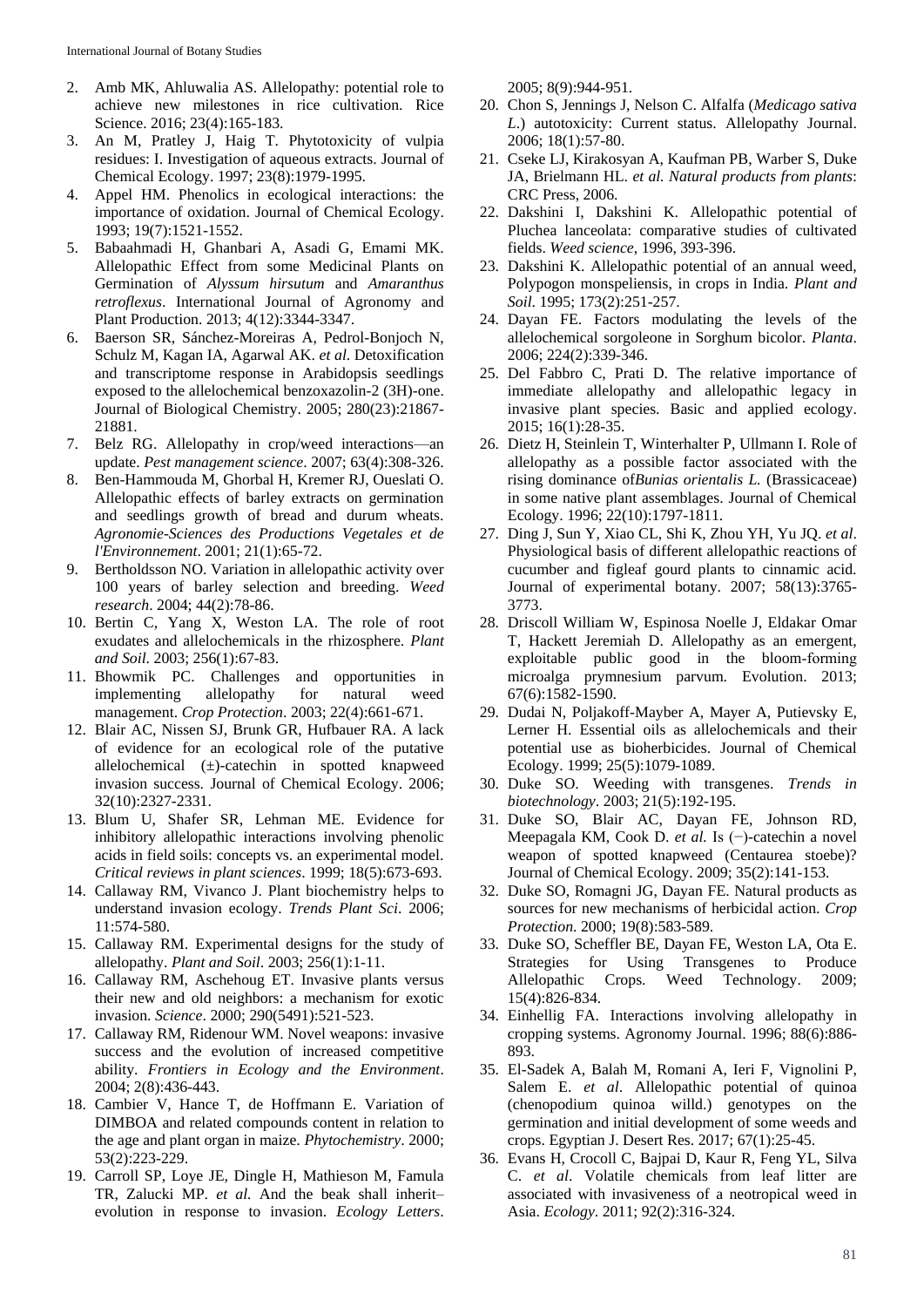2. Amb MK, Ahluwalia AS. Allelopathy: potential role to achieve new milestones in rice cultivation. Rice Science. 2016; 23(4):165-183.
3. An M, Pratley J, Haig T. Phytotoxicity of vulpia residues: I. Investigation of aqueous extracts. Journal of Chemical Ecology. 1997; 23(8):1979-1995.
4. Appel HM. Phenolics in ecological interactions: the importance of oxidation. Journal of Chemical Ecology. 1993; 19(7):1521-1552.
5. Babaahmadi H, Ghanbari A, Asadi G, Emami MK. Allelopathic Effect from some Medicinal Plants on Germination of *Alyssum hirsutum* and *Amaranthus retroflexus*. International Journal of Agronomy and Plant Production. 2013; 4(12):3344-3347.
6. Baerson SR, Sánchez-Moreiras A, Pedrol-Bonjoch N, Schulz M, Kagan IA, Agarwal AK. *et al*. Detoxification and transcriptome response in Arabidopsis seedlings exposed to the allelochemical benzoxazolin-2 (3H)-one. Journal of Biological Chemistry. 2005; 280(23):21867-21881.
7. Belz RG. Allelopathy in crop/weed interactions—an update. *Pest management science*. 2007; 63(4):308-326.
8. Ben-Hammouda M, Ghorbal H, Kremer RJ, Oueslati O. Allelopathic effects of barley extracts on germination and seedlings growth of bread and durum wheats. *Agronomie-Sciences des Productions Vegetales et de l'Environnement*. 2001; 21(1):65-72.
9. Bertholdsson NO. Variation in allelopathic activity over 100 years of barley selection and breeding. *Weed research*. 2004; 44(2):78-86.
10. Bertin C, Yang X, Weston LA. The role of root exudates and allelochemicals in the rhizosphere. *Plant and Soil*. 2003; 256(1):67-83.
11. Bhowmik PC. Challenges and opportunities in implementing allelopathy for natural weed management. *Crop Protection*. 2003; 22(4):661-671.
12. Blair AC, Nissen SJ, Brunk GR, Hufbauer RA. A lack of evidence for an ecological role of the putative allelochemical (±)-catechin in spotted knapweed invasion success. Journal of Chemical Ecology. 2006; 32(10):2327-2331.
13. Blum U, Shafer SR, Lehman ME. Evidence for inhibitory allelopathic interactions involving phenolic acids in field soils: concepts vs. an experimental model. *Critical reviews in plant sciences*. 1999; 18(5):673-693.
14. Callaway RM, Vivanco J. Plant biochemistry helps to understand invasion ecology. *Trends Plant Sci*. 2006; 11:574-580.
15. Callaway RM. Experimental designs for the study of allelopathy. *Plant and Soil*. 2003; 256(1):1-11.
16. Callaway RM, Aschehoug ET. Invasive plants versus their new and old neighbors: a mechanism for exotic invasion. *Science*. 2000; 290(5491):521-523.
17. Callaway RM, Ridenour WM. Novel weapons: invasive success and the evolution of increased competitive ability. *Frontiers in Ecology and the Environment*. 2004; 2(8):436-443.
18. Cambier V, Hance T, de Hoffmann E. Variation of DIMBOA and related compounds content in relation to the age and plant organ in maize. *Phytochemistry*. 2000; 53(2):223-229.
19. Carroll SP, Loye JE, Dingle H, Mathieson M, Famula TR, Zalucki MP. *et al.* And the beak shall inherit–evolution in response to invasion. *Ecology Letters*. 2005; 8(9):944-951.
20. Chon S, Jennings J, Nelson C. Alfalfa (*Medicago sativa L*.) autotoxicity: Current status. Allelopathy Journal. 2006; 18(1):57-80.
21. Cseke LJ, Kirakosyan A, Kaufman PB, Warber S, Duke JA, Brielmann HL. *et al. Natural products from plants*: CRC Press, 2006.
22. Dakshini I, Dakshini K. Allelopathic potential of Pluchea lanceolata: comparative studies of cultivated fields. *Weed science*, 1996, 393-396.
23. Dakshini K. Allelopathic potential of an annual weed, Polypogon monspeliensis, in crops in India. *Plant and Soil*. 1995; 173(2):251-257.
24. Dayan FE. Factors modulating the levels of the allelochemical sorgoleone in Sorghum bicolor. *Planta*. 2006; 224(2):339-346.
25. Del Fabbro C, Prati D. The relative importance of immediate allelopathy and allelopathic legacy in invasive plant species. Basic and applied ecology. 2015; 16(1):28-35.
26. Dietz H, Steinlein T, Winterhalter P, Ullmann I. Role of allelopathy as a possible factor associated with the rising dominance of*Bunias orientalis L.* (Brassicaceae) in some native plant assemblages. Journal of Chemical Ecology. 1996; 22(10):1797-1811.
27. Ding J, Sun Y, Xiao CL, Shi K, Zhou YH, Yu JQ. *et al*. Physiological basis of different allelopathic reactions of cucumber and figleaf gourd plants to cinnamic acid. Journal of experimental botany. 2007; 58(13):3765-3773.
28. Driscoll William W, Espinosa Noelle J, Eldakar Omar T, Hackett Jeremiah D. Allelopathy as an emergent, exploitable public good in the bloom-forming microalga prymnesium parvum. Evolution. 2013; 67(6):1582-1590.
29. Dudai N, Poljakoff-Mayber A, Mayer A, Putievsky E, Lerner H. Essential oils as allelochemicals and their potential use as bioherbicides. Journal of Chemical Ecology. 1999; 25(5):1079-1089.
30. Duke SO. Weeding with transgenes. *Trends in biotechnology*. 2003; 21(5):192-195.
31. Duke SO, Blair AC, Dayan FE, Johnson RD, Meepagala KM, Cook D. *et al.* Is (−)-catechin a novel weapon of spotted knapweed (Centaurea stoebe)? Journal of Chemical Ecology. 2009; 35(2):141-153.
32. Duke SO, Romagni JG, Dayan FE. Natural products as sources for new mechanisms of herbicidal action. *Crop Protection*. 2000; 19(8):583-589.
33. Duke SO, Scheffler BE, Dayan FE, Weston LA, Ota E. Strategies for Using Transgenes to Produce Allelopathic Crops. Weed Technology. 2009; 15(4):826-834.
34. Einhellig FA. Interactions involving allelopathy in cropping systems. Agronomy Journal. 1996; 88(6):886-893.
35. El-Sadek A, Balah M, Romani A, Ieri F, Vignolini P, Salem E. *et al*. Allelopathic potential of quinoa (chenopodium quinoa willd.) genotypes on the germination and initial development of some weeds and crops. Egyptian J. Desert Res. 2017; 67(1):25-45.
36. Evans H, Crocoll C, Bajpai D, Kaur R, Feng YL, Silva C. *et al*. Volatile chemicals from leaf litter are associated with invasiveness of a neotropical weed in Asia. *Ecology*. 2011; 92(2):316-324.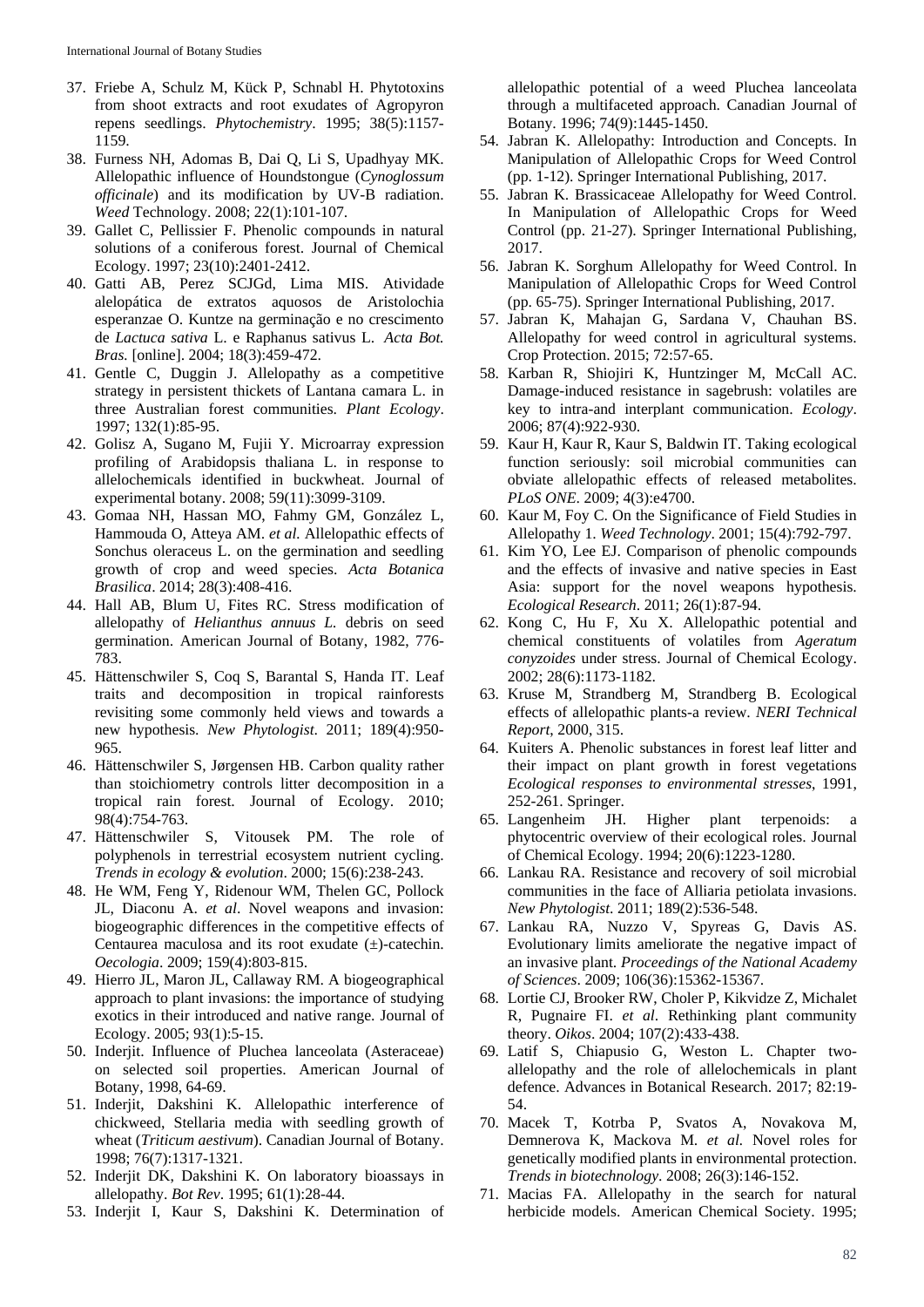37. Friebe A, Schulz M, Kück P, Schnabl H. Phytotoxins from shoot extracts and root exudates of Agropyron repens seedlings. *Phytochemistry*. 1995; 38(5):1157-1159.
38. Furness NH, Adomas B, Dai Q, Li S, Upadhyay MK. Allelopathic influence of Houndstongue (*Cynoglossum officinale*) and its modification by UV-B radiation. *Weed* Technology. 2008; 22(1):101-107.
39. Gallet C, Pellissier F. Phenolic compounds in natural solutions of a coniferous forest. Journal of Chemical Ecology. 1997; 23(10):2401-2412.
40. Gatti AB, Perez SCJGd, Lima MIS. Atividade alelopática de extratos aquosos de Aristolochia esperanzae O. Kuntze na germinação e no crescimento de *Lactuca sativa* L. e Raphanus sativus L. *Acta Bot. Bras.* [online]. 2004; 18(3):459-472.
41. Gentle C, Duggin J. Allelopathy as a competitive strategy in persistent thickets of Lantana camara L. in three Australian forest communities. *Plant Ecology*. 1997; 132(1):85-95.
42. Golisz A, Sugano M, Fujii Y. Microarray expression profiling of Arabidopsis thaliana L. in response to allelochemicals identified in buckwheat. Journal of experimental botany. 2008; 59(11):3099-3109.
43. Gomaa NH, Hassan MO, Fahmy GM, González L, Hammouda O, Atteya AM. *et al.* Allelopathic effects of Sonchus oleraceus L. on the germination and seedling growth of crop and weed species. *Acta Botanica Brasilica*. 2014; 28(3):408-416.
44. Hall AB, Blum U, Fites RC. Stress modification of allelopathy of *Helianthus annuus L.* debris on seed germination. American Journal of Botany, 1982, 776-783.
45. Hättenschwiler S, Coq S, Barantal S, Handa IT. Leaf traits and decomposition in tropical rainforests revisiting some commonly held views and towards a new hypothesis. *New Phytologist*. 2011; 189(4):950-965.
46. Hättenschwiler S, Jørgensen HB. Carbon quality rather than stoichiometry controls litter decomposition in a tropical rain forest. Journal of Ecology. 2010; 98(4):754-763.
47. Hättenschwiler S, Vitousek PM. The role of polyphenols in terrestrial ecosystem nutrient cycling. *Trends in ecology & evolution*. 2000; 15(6):238-243.
48. He WM, Feng Y, Ridenour WM, Thelen GC, Pollock JL, Diaconu A. *et al*. Novel weapons and invasion: biogeographic differences in the competitive effects of Centaurea maculosa and its root exudate (±)-catechin. *Oecologia*. 2009; 159(4):803-815.
49. Hierro JL, Maron JL, Callaway RM. A biogeographical approach to plant invasions: the importance of studying exotics in their introduced and native range. Journal of Ecology. 2005; 93(1):5-15.
50. Inderjit. Influence of Pluchea lanceolata (Asteraceae) on selected soil properties. American Journal of Botany, 1998, 64-69.
51. Inderjit, Dakshini K. Allelopathic interference of chickweed, Stellaria media with seedling growth of wheat (*Triticum aestivum*). Canadian Journal of Botany. 1998; 76(7):1317-1321.
52. Inderjit DK, Dakshini K. On laboratory bioassays in allelopathy. *Bot Rev*. 1995; 61(1):28-44.
53. Inderjit I, Kaur S, Dakshini K. Determination of allelopathic potential of a weed Pluchea lanceolata through a multifaceted approach. Canadian Journal of Botany. 1996; 74(9):1445-1450.
54. Jabran K. Allelopathy: Introduction and Concepts. In Manipulation of Allelopathic Crops for Weed Control (pp. 1-12). Springer International Publishing, 2017.
55. Jabran K. Brassicaceae Allelopathy for Weed Control. In Manipulation of Allelopathic Crops for Weed Control (pp. 21-27). Springer International Publishing, 2017.
56. Jabran K. Sorghum Allelopathy for Weed Control. In Manipulation of Allelopathic Crops for Weed Control (pp. 65-75). Springer International Publishing, 2017.
57. Jabran K, Mahajan G, Sardana V, Chauhan BS. Allelopathy for weed control in agricultural systems. Crop Protection. 2015; 72:57-65.
58. Karban R, Shiojiri K, Huntzinger M, McCall AC. Damage-induced resistance in sagebrush: volatiles are key to intra-and interplant communication. *Ecology*. 2006; 87(4):922-930.
59. Kaur H, Kaur R, Kaur S, Baldwin IT. Taking ecological function seriously: soil microbial communities can obviate allelopathic effects of released metabolites. *PLoS ONE*. 2009; 4(3):e4700.
60. Kaur M, Foy C. On the Significance of Field Studies in Allelopathy 1. *Weed Technology*. 2001; 15(4):792-797.
61. Kim YO, Lee EJ. Comparison of phenolic compounds and the effects of invasive and native species in East Asia: support for the novel weapons hypothesis. *Ecological Research*. 2011; 26(1):87-94.
62. Kong C, Hu F, Xu X. Allelopathic potential and chemical constituents of volatiles from *Ageratum conyzoides* under stress. Journal of Chemical Ecology. 2002; 28(6):1173-1182.
63. Kruse M, Strandberg M, Strandberg B. Ecological effects of allelopathic plants-a review. *NERI Technical Report*, 2000, 315.
64. Kuiters A. Phenolic substances in forest leaf litter and their impact on plant growth in forest vegetations *Ecological responses to environmental stresses*, 1991, 252-261. Springer.
65. Langenheim JH. Higher plant terpenoids: a phytocentric overview of their ecological roles. Journal of Chemical Ecology. 1994; 20(6):1223-1280.
66. Lankau RA. Resistance and recovery of soil microbial communities in the face of Alliaria petiolata invasions. *New Phytologist*. 2011; 189(2):536-548.
67. Lankau RA, Nuzzo V, Spyreas G, Davis AS. Evolutionary limits ameliorate the negative impact of an invasive plant. *Proceedings of the National Academy of Sciences*. 2009; 106(36):15362-15367.
68. Lortie CJ, Brooker RW, Choler P, Kikvidze Z, Michalet R, Pugnaire FI. *et al*. Rethinking plant community theory. *Oikos*. 2004; 107(2):433-438.
69. Latif S, Chiapusio G, Weston L. Chapter two-allelopathy and the role of allelochemicals in plant defence. Advances in Botanical Research. 2017; 82:19-54.
70. Macek T, Kotrba P, Svatos A, Novakova M, Demnerova K, Mackova M. *et al.* Novel roles for genetically modified plants in environmental protection. *Trends in biotechnology*. 2008; 26(3):146-152.
71. Macias FA. Allelopathy in the search for natural herbicide models. American Chemical Society. 1995;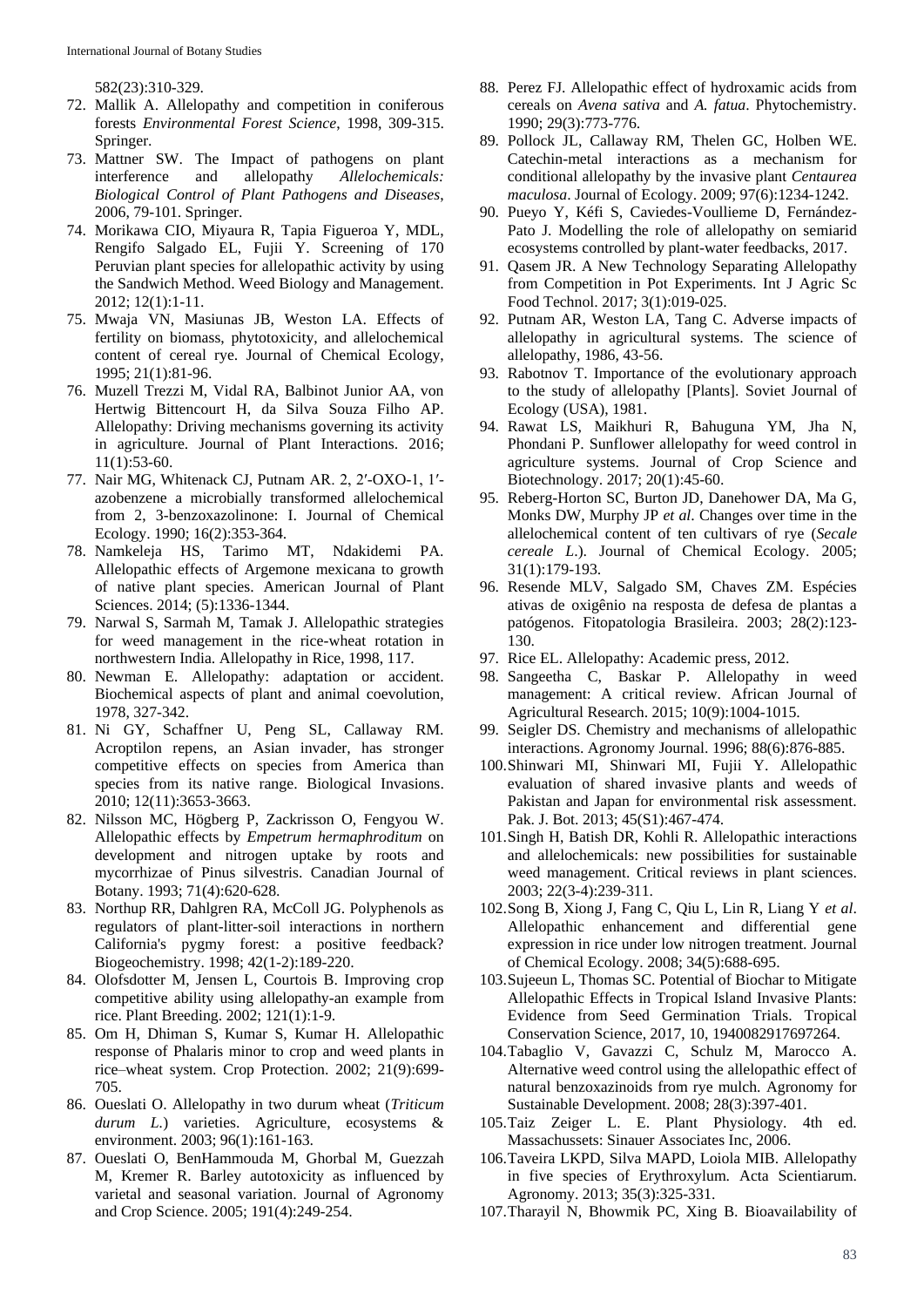582(23):310-329.

72. Mallik A. Allelopathy and competition in coniferous forests *Environmental Forest Science*, 1998, 309-315. Springer.
73. Mattner SW. The Impact of pathogens on plant interference and allelopathy *Allelochemicals: Biological Control of Plant Pathogens and Diseases*, 2006, 79-101. Springer.
74. Morikawa CIO, Miyaura R, Tapia Figueroa Y, MDL, Rengifo Salgado EL, Fujii Y. Screening of 170 Peruvian plant species for allelopathic activity by using the Sandwich Method. Weed Biology and Management. 2012; 12(1):1-11.
75. Mwaja VN, Masiunas JB, Weston LA. Effects of fertility on biomass, phytotoxicity, and allelochemical content of cereal rye. Journal of Chemical Ecology, 1995; 21(1):81-96.
76. Muzell Trezzi M, Vidal RA, Balbinot Junior AA, von Hertwig Bittencourt H, da Silva Souza Filho AP. Allelopathy: Driving mechanisms governing its activity in agriculture. Journal of Plant Interactions. 2016; 11(1):53-60.
77. Nair MG, Whitenack CJ, Putnam AR. 2, 2′-OXO-1, 1′-azobenzene a microbially transformed allelochemical from 2, 3-benzoxazolinone: I. Journal of Chemical Ecology. 1990; 16(2):353-364.
78. Namkeleja HS, Tarimo MT, Ndakidemi PA. Allelopathic effects of Argemone mexicana to growth of native plant species. American Journal of Plant Sciences. 2014; (5):1336-1344.
79. Narwal S, Sarmah M, Tamak J. Allelopathic strategies for weed management in the rice-wheat rotation in northwestern India. Allelopathy in Rice, 1998, 117.
80. Newman E. Allelopathy: adaptation or accident. Biochemical aspects of plant and animal coevolution, 1978, 327-342.
81. Ni GY, Schaffner U, Peng SL, Callaway RM. Acroptilon repens, an Asian invader, has stronger competitive effects on species from America than species from its native range. Biological Invasions. 2010; 12(11):3653-3663.
82. Nilsson MC, Högberg P, Zackrisson O, Fengyou W. Allelopathic effects by *Empetrum hermaphroditum* on development and nitrogen uptake by roots and mycorrhizae of Pinus silvestris. Canadian Journal of Botany. 1993; 71(4):620-628.
83. Northup RR, Dahlgren RA, McColl JG. Polyphenols as regulators of plant-litter-soil interactions in northern California's pygmy forest: a positive feedback? Biogeochemistry. 1998; 42(1-2):189-220.
84. Olofsdotter M, Jensen L, Courtois B. Improving crop competitive ability using allelopathy-an example from rice. Plant Breeding. 2002; 121(1):1-9.
85. Om H, Dhiman S, Kumar S, Kumar H. Allelopathic response of Phalaris minor to crop and weed plants in rice–wheat system. Crop Protection. 2002; 21(9):699-705.
86. Oueslati O. Allelopathy in two durum wheat (*Triticum durum L.*) varieties. Agriculture, ecosystems & environment. 2003; 96(1):161-163.
87. Oueslati O, BenHammouda M, Ghorbal M, Guezzah M, Kremer R. Barley autotoxicity as influenced by varietal and seasonal variation. Journal of Agronomy and Crop Science. 2005; 191(4):249-254.
88. Perez FJ. Allelopathic effect of hydroxamic acids from cereals on *Avena sativa* and *A. fatua*. Phytochemistry. 1990; 29(3):773-776.
89. Pollock JL, Callaway RM, Thelen GC, Holben WE. Catechin-metal interactions as a mechanism for conditional allelopathy by the invasive plant *Centaurea maculosa*. Journal of Ecology. 2009; 97(6):1234-1242.
90. Pueyo Y, Kéfi S, Caviedes-Voullieme D, Fernández-Pato J. Modelling the role of allelopathy on semiarid ecosystems controlled by plant-water feedbacks, 2017.
91. Qasem JR. A New Technology Separating Allelopathy from Competition in Pot Experiments. Int J Agric Sc Food Technol. 2017; 3(1):019-025.
92. Putnam AR, Weston LA, Tang C. Adverse impacts of allelopathy in agricultural systems. The science of allelopathy, 1986, 43-56.
93. Rabotnov T. Importance of the evolutionary approach to the study of allelopathy [Plants]. Soviet Journal of Ecology (USA), 1981.
94. Rawat LS, Maikhuri R, Bahuguna YM, Jha N, Phondani P. Sunflower allelopathy for weed control in agriculture systems. Journal of Crop Science and Biotechnology. 2017; 20(1):45-60.
95. Reberg-Horton SC, Burton JD, Danehower DA, Ma G, Monks DW, Murphy JP *et al*. Changes over time in the allelochemical content of ten cultivars of rye (*Secale cereale L.*). Journal of Chemical Ecology. 2005; 31(1):179-193.
96. Resende MLV, Salgado SM, Chaves ZM. Espécies ativas de oxigênio na resposta de defesa de plantas a patógenos. Fitopatologia Brasileira. 2003; 28(2):123-130.
97. Rice EL. Allelopathy: Academic press, 2012.
98. Sangeetha C, Baskar P. Allelopathy in weed management: A critical review. African Journal of Agricultural Research. 2015; 10(9):1004-1015.
99. Seigler DS. Chemistry and mechanisms of allelopathic interactions. Agronomy Journal. 1996; 88(6):876-885.
100. Shinwari MI, Shinwari MI, Fujii Y. Allelopathic evaluation of shared invasive plants and weeds of Pakistan and Japan for environmental risk assessment. Pak. J. Bot. 2013; 45(S1):467-474.
101. Singh H, Batish DR, Kohli R. Allelopathic interactions and allelochemicals: new possibilities for sustainable weed management. Critical reviews in plant sciences. 2003; 22(3-4):239-311.
102. Song B, Xiong J, Fang C, Qiu L, Lin R, Liang Y *et al*. Allelopathic enhancement and differential gene expression in rice under low nitrogen treatment. Journal of Chemical Ecology. 2008; 34(5):688-695.
103. Sujeeun L, Thomas SC. Potential of Biochar to Mitigate Allelopathic Effects in Tropical Island Invasive Plants: Evidence from Seed Germination Trials. Tropical Conservation Science, 2017, 10, 1940082917697264.
104. Tabaglio V, Gavazzi C, Schulz M, Marocco A. Alternative weed control using the allelopathic effect of natural benzoxazinoids from rye mulch. Agronomy for Sustainable Development. 2008; 28(3):397-401.
105. Taiz Zeiger L. E. Plant Physiology. 4th ed. Massachussets: Sinauer Associates Inc, 2006.
106. Taveira LKPD, Silva MAPD, Loiola MIB. Allelopathy in five species of Erythroxylum. Acta Scientiarum. Agronomy. 2013; 35(3):325-331.
107. Tharayil N, Bhowmik PC, Xing B. Bioavailability of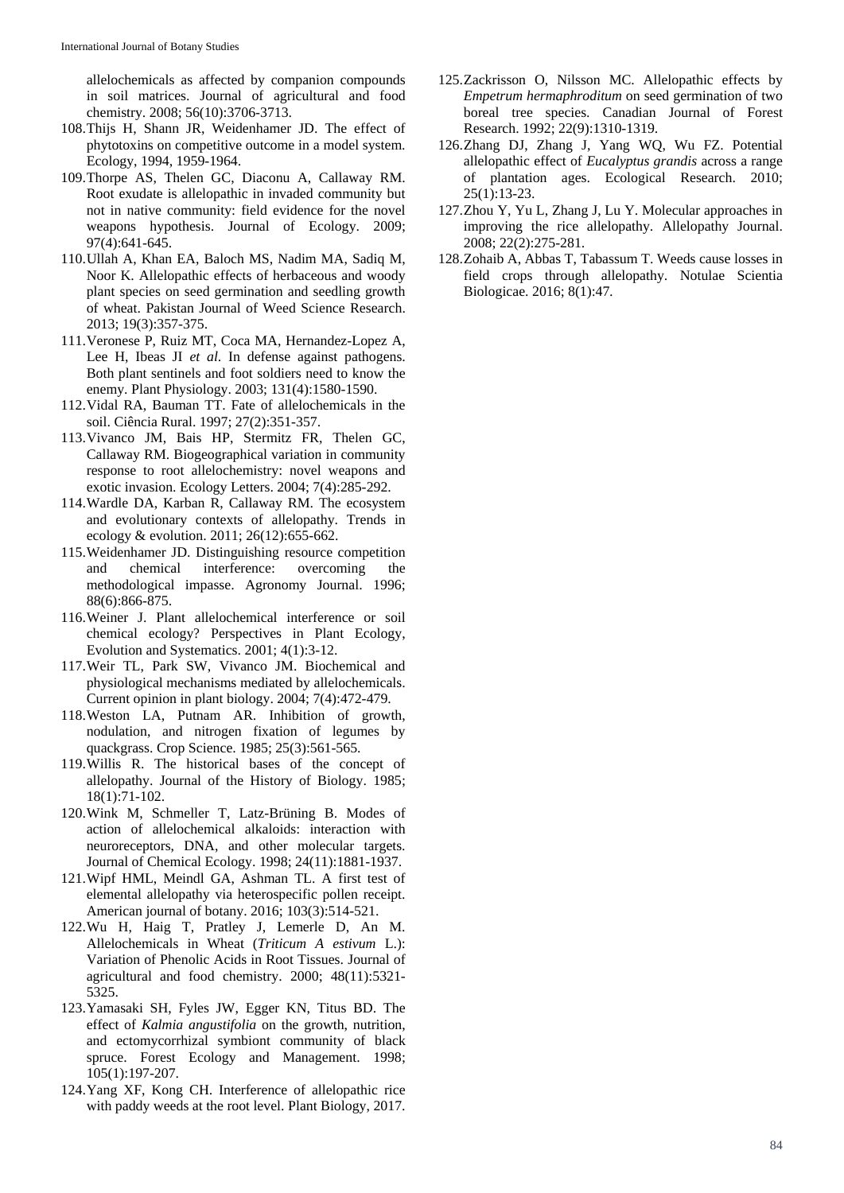allelochemicals as affected by companion compounds in soil matrices. Journal of agricultural and food chemistry. 2008; 56(10):3706-3713.

108. Thijs H, Shann JR, Weidenhamer JD. The effect of phytotoxins on competitive outcome in a model system. Ecology, 1994, 1959-1964.
109. Thorpe AS, Thelen GC, Diaconu A, Callaway RM. Root exudate is allelopathic in invaded community but not in native community: field evidence for the novel weapons hypothesis. Journal of Ecology. 2009; 97(4):641-645.
110. Ullah A, Khan EA, Baloch MS, Nadim MA, Sadiq M, Noor K. Allelopathic effects of herbaceous and woody plant species on seed germination and seedling growth of wheat. Pakistan Journal of Weed Science Research. 2013; 19(3):357-375.
111. Veronese P, Ruiz MT, Coca MA, Hernandez-Lopez A, Lee H, Ibeas JI *et al*. In defense against pathogens. Both plant sentinels and foot soldiers need to know the enemy. Plant Physiology. 2003; 131(4):1580-1590.
112. Vidal RA, Bauman TT. Fate of allelochemicals in the soil. Ciência Rural. 1997; 27(2):351-357.
113. Vivanco JM, Bais HP, Stermitz FR, Thelen GC, Callaway RM. Biogeographical variation in community response to root allelochemistry: novel weapons and exotic invasion. Ecology Letters. 2004; 7(4):285-292.
114. Wardle DA, Karban R, Callaway RM. The ecosystem and evolutionary contexts of allelopathy. Trends in ecology & evolution. 2011; 26(12):655-662.
115. Weidenhamer JD. Distinguishing resource competition and chemical interference: overcoming the methodological impasse. Agronomy Journal. 1996; 88(6):866-875.
116. Weiner J. Plant allelochemical interference or soil chemical ecology? Perspectives in Plant Ecology, Evolution and Systematics. 2001; 4(1):3-12.
117. Weir TL, Park SW, Vivanco JM. Biochemical and physiological mechanisms mediated by allelochemicals. Current opinion in plant biology. 2004; 7(4):472-479.
118. Weston LA, Putnam AR. Inhibition of growth, nodulation, and nitrogen fixation of legumes by quackgrass. Crop Science. 1985; 25(3):561-565.
119. Willis R. The historical bases of the concept of allelopathy. Journal of the History of Biology. 1985; 18(1):71-102.
120. Wink M, Schmeller T, Latz-Brüning B. Modes of action of allelochemical alkaloids: interaction with neuroreceptors, DNA, and other molecular targets. Journal of Chemical Ecology. 1998; 24(11):1881-1937.
121. Wipf HML, Meindl GA, Ashman TL. A first test of elemental allelopathy via heterospecific pollen receipt. American journal of botany. 2016; 103(3):514-521.
122. Wu H, Haig T, Pratley J, Lemerle D, An M. Allelochemicals in Wheat (*Triticum A estivum* L.): Variation of Phenolic Acids in Root Tissues. Journal of agricultural and food chemistry. 2000; 48(11):5321-5325.
123. Yamasaki SH, Fyles JW, Egger KN, Titus BD. The effect of *Kalmia angustifolia* on the growth, nutrition, and ectomycorrhizal symbiont community of black spruce. Forest Ecology and Management. 1998; 105(1):197-207.
124. Yang XF, Kong CH. Interference of allelopathic rice with paddy weeds at the root level. Plant Biology, 2017.
125. Zackrisson O, Nilsson MC. Allelopathic effects by *Empetrum hermaphroditum* on seed germination of two boreal tree species. Canadian Journal of Forest Research. 1992; 22(9):1310-1319.
126. Zhang DJ, Zhang J, Yang WQ, Wu FZ. Potential allelopathic effect of *Eucalyptus grandis* across a range of plantation ages. Ecological Research. 2010; 25(1):13-23.
127. Zhou Y, Yu L, Zhang J, Lu Y. Molecular approaches in improving the rice allelopathy. Allelopathy Journal. 2008; 22(2):275-281.
128. Zohaib A, Abbas T, Tabassum T. Weeds cause losses in field crops through allelopathy. Notulae Scientia Biologicae. 2016; 8(1):47.